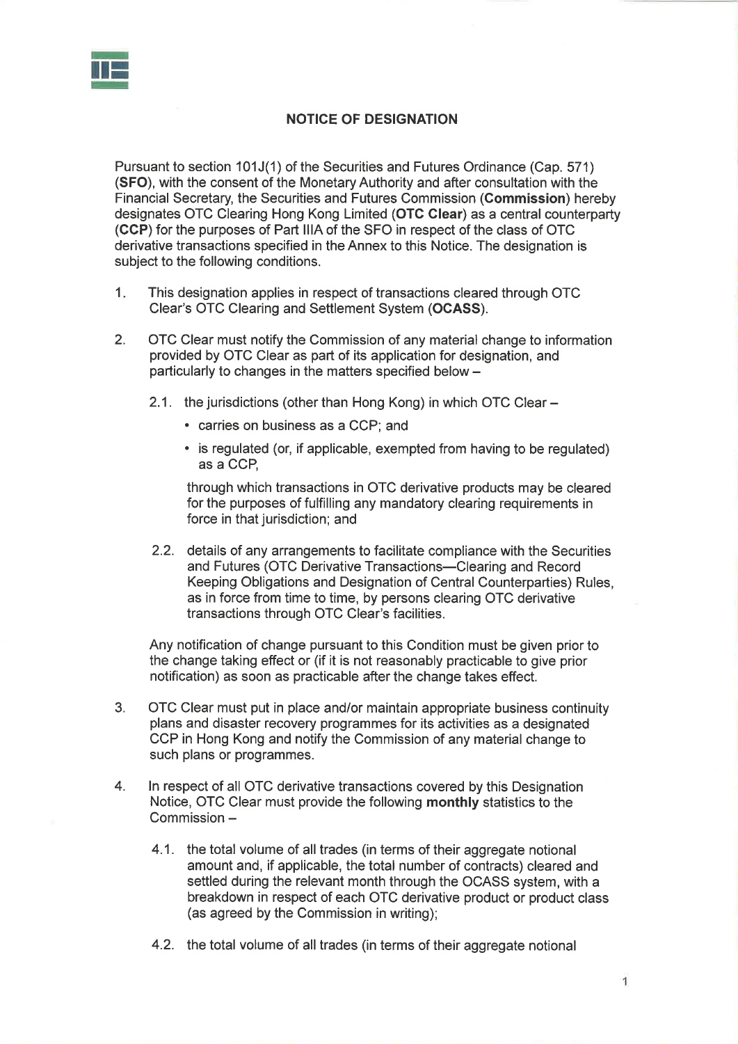## NOTICE OF DESIGNATION

Pursuant to section 101J(1) of the Securities and Futures Ordinance (Cap. 571) (**SFO**), with the consent of the Monetary Authority and after consultation with the Financial Secretary, the Securities and Futures Commission (**Commission**) hereby designates OTC Clearing Hong Kong Limited (**OTC Clear**) as a central counterparty (**CCP**) for the purposes of Part IIIA of the SFO in respect of the class of OTC derivative transactions specified in the Annex to this Notice. The designation is subject to the following conditions.

1. This designation applies in respect of transactions cleared through OTC Clear's OTC Clearing and Settlement System (**OCASS**).

2. OTC Clear must notify the Commission of any material change to information provided by OTC Clear as part of its application for designation, and particularly to changes in the matters specified below –

   2.1. the jurisdictions (other than Hong Kong) in which OTC Clear –

   - carries on business as a CCP; and
   - is regulated (or, if applicable, exempted from having to be regulated) as a CCP,

   through which transactions in OTC derivative products may be cleared for the purposes of fulfilling any mandatory clearing requirements in force in that jurisdiction; and

   2.2. details of any arrangements to facilitate compliance with the Securities and Futures (OTC Derivative Transactions—Clearing and Record Keeping Obligations and Designation of Central Counterparties) Rules, as in force from time to time, by persons clearing OTC derivative transactions through OTC Clear's facilities.

   Any notification of change pursuant to this Condition must be given prior to the change taking effect or (if it is not reasonably practicable to give prior notification) as soon as practicable after the change takes effect.

3. OTC Clear must put in place and/or maintain appropriate business continuity plans and disaster recovery programmes for its activities as a designated CCP in Hong Kong and notify the Commission of any material change to such plans or programmes.

4. In respect of all OTC derivative transactions covered by this Designation Notice, OTC Clear must provide the following **monthly** statistics to the Commission –

   4.1. the total volume of all trades (in terms of their aggregate notional amount and, if applicable, the total number of contracts) cleared and settled during the relevant month through the OCASS system, with a breakdown in respect of each OTC derivative product or product class (as agreed by the Commission in writing);

   4.2. the total volume of all trades (in terms of their aggregate notional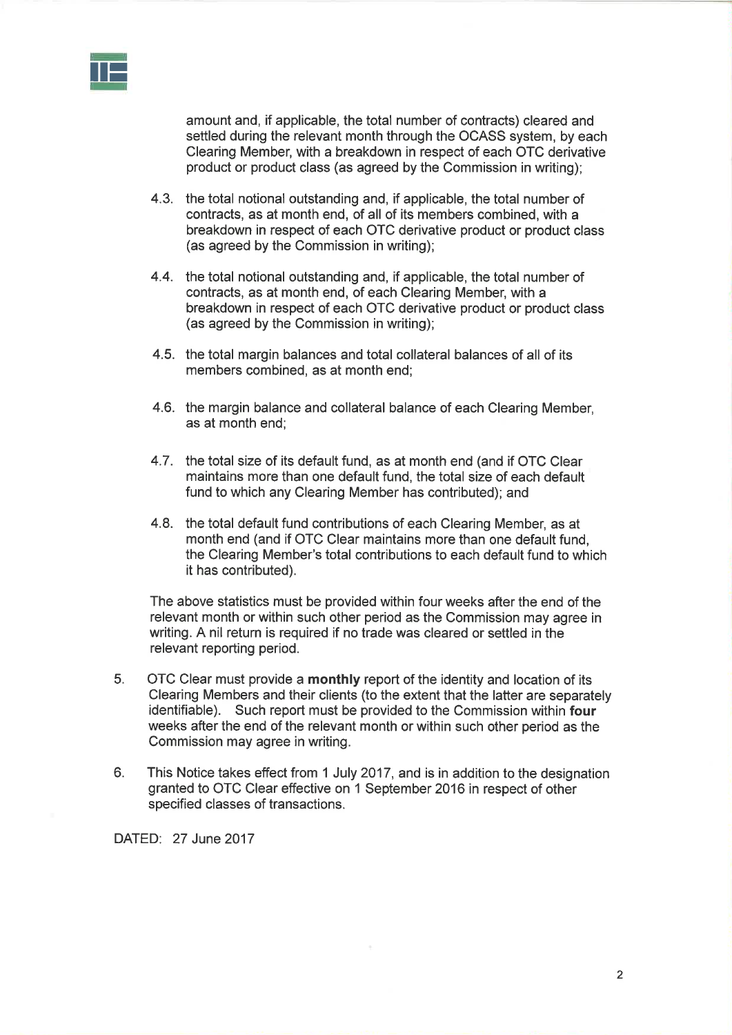amount and, if applicable, the total number of contracts) cleared and settled during the relevant month through the OCASS system, by each Clearing Member, with a breakdown in respect of each OTC derivative product or product class (as agreed by the Commission in writing);

4.3. the total notional outstanding and, if applicable, the total number of contracts, as at month end, of all of its members combined, with a breakdown in respect of each OTC derivative product or product class (as agreed by the Commission in writing);

4.4. the total notional outstanding and, if applicable, the total number of contracts, as at month end, of each Clearing Member, with a breakdown in respect of each OTC derivative product or product class (as agreed by the Commission in writing);

4.5. the total margin balances and total collateral balances of all of its members combined, as at month end;

4.6. the margin balance and collateral balance of each Clearing Member, as at month end;

4.7. the total size of its default fund, as at month end (and if OTC Clear maintains more than one default fund, the total size of each default fund to which any Clearing Member has contributed); and

4.8. the total default fund contributions of each Clearing Member, as at month end (and if OTC Clear maintains more than one default fund, the Clearing Member's total contributions to each default fund to which it has contributed).

The above statistics must be provided within four weeks after the end of the relevant month or within such other period as the Commission may agree in writing. A nil return is required if no trade was cleared or settled in the relevant reporting period.

5. OTC Clear must provide a **monthly** report of the identity and location of its Clearing Members and their clients (to the extent that the latter are separately identifiable). Such report must be provided to the Commission within **four** weeks after the end of the relevant month or within such other period as the Commission may agree in writing.

6. This Notice takes effect from 1 July 2017, and is in addition to the designation granted to OTC Clear effective on 1 September 2016 in respect of other specified classes of transactions.

DATED: 27 June 2017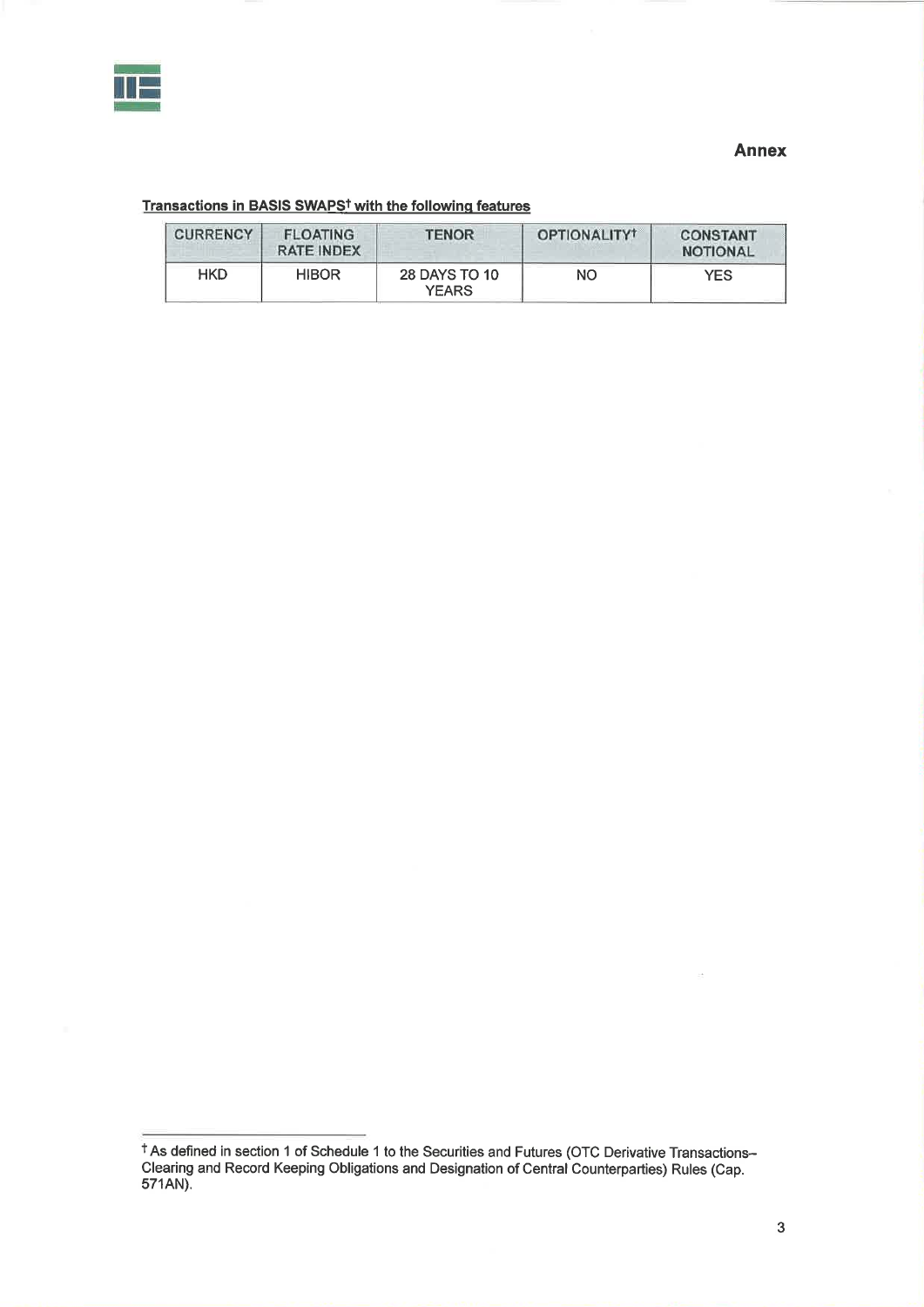**Annex**

**Transactions in BASIS SWAPS† with the following features**

| CURRENCY | FLOATING RATE INDEX | TENOR | OPTIONALITY† | CONSTANT NOTIONAL |
|---|---|---|---|---|
| HKD | HIBOR | 28 DAYS TO 10 YEARS | NO | YES |

† As defined in section 1 of Schedule 1 to the Securities and Futures (OTC Derivative Transactions–Clearing and Record Keeping Obligations and Designation of Central Counterparties) Rules (Cap. 571AN).